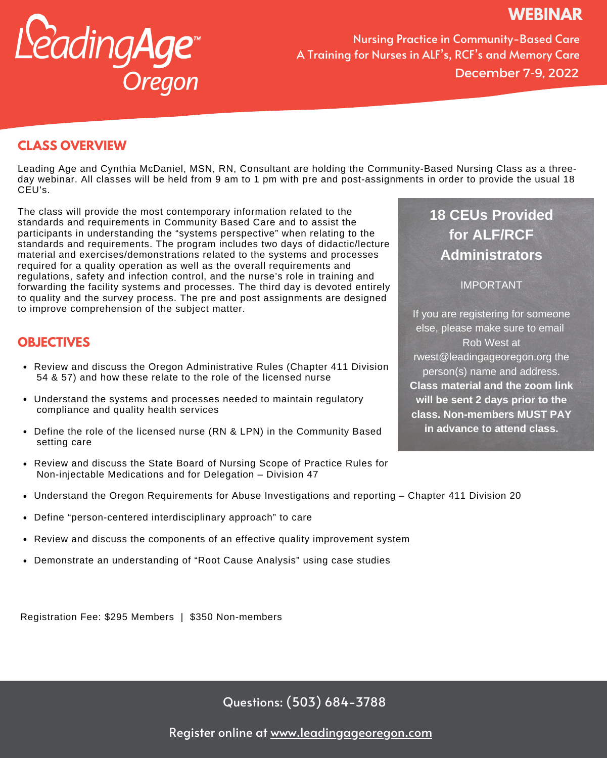LeadingAge™ Oregon

# WEBINAR

**Nursing Practice in Community-Based Care**
**A Training for Nurses in ALF's, RCF's and Memory Care**
**December 7-9, 2022**

## CLASS OVERVIEW

Leading Age and Cynthia McDaniel, MSN, RN, Consultant are holding the Community-Based Nursing Class as a three-day webinar. All classes will be held from 9 am to 1 pm with pre and post-assignments in order to provide the usual 18 CEU's.

The class will provide the most contemporary information related to the standards and requirements in Community Based Care and to assist the participants in understanding the "systems perspective" when relating to the standards and requirements. The program includes two days of didactic/lecture material and exercises/demonstrations related to the systems and processes required for a quality operation as well as the overall requirements and regulations, safety and infection control, and the nurse's role in training and forwarding the facility systems and processes. The third day is devoted entirely to quality and the survey process. The pre and post assignments are designed to improve comprehension of the subject matter.

**18 CEUs Provided for ALF/RCF Administrators**

IMPORTANT

If you are registering for someone else, please make sure to email Rob West at rwest@leadingageoregon.org the person(s) name and address. **Class material and the zoom link will be sent 2 days prior to the class. Non-members MUST PAY in advance to attend class.**

## OBJECTIVES

- Review and discuss the Oregon Administrative Rules (Chapter 411 Division 54 & 57) and how these relate to the role of the licensed nurse
- Understand the systems and processes needed to maintain regulatory compliance and quality health services
- Define the role of the licensed nurse (RN & LPN) in the Community Based setting care
- Review and discuss the State Board of Nursing Scope of Practice Rules for Non-injectable Medications and for Delegation – Division 47
- Understand the Oregon Requirements for Abuse Investigations and reporting – Chapter 411 Division 20
- Define "person-centered interdisciplinary approach" to care
- Review and discuss the components of an effective quality improvement system
- Demonstrate an understanding of "Root Cause Analysis" using case studies

Registration Fee: $295 Members | $350 Non-members

Questions: (503) 684-3788

Register online at www.leadingageoregon.com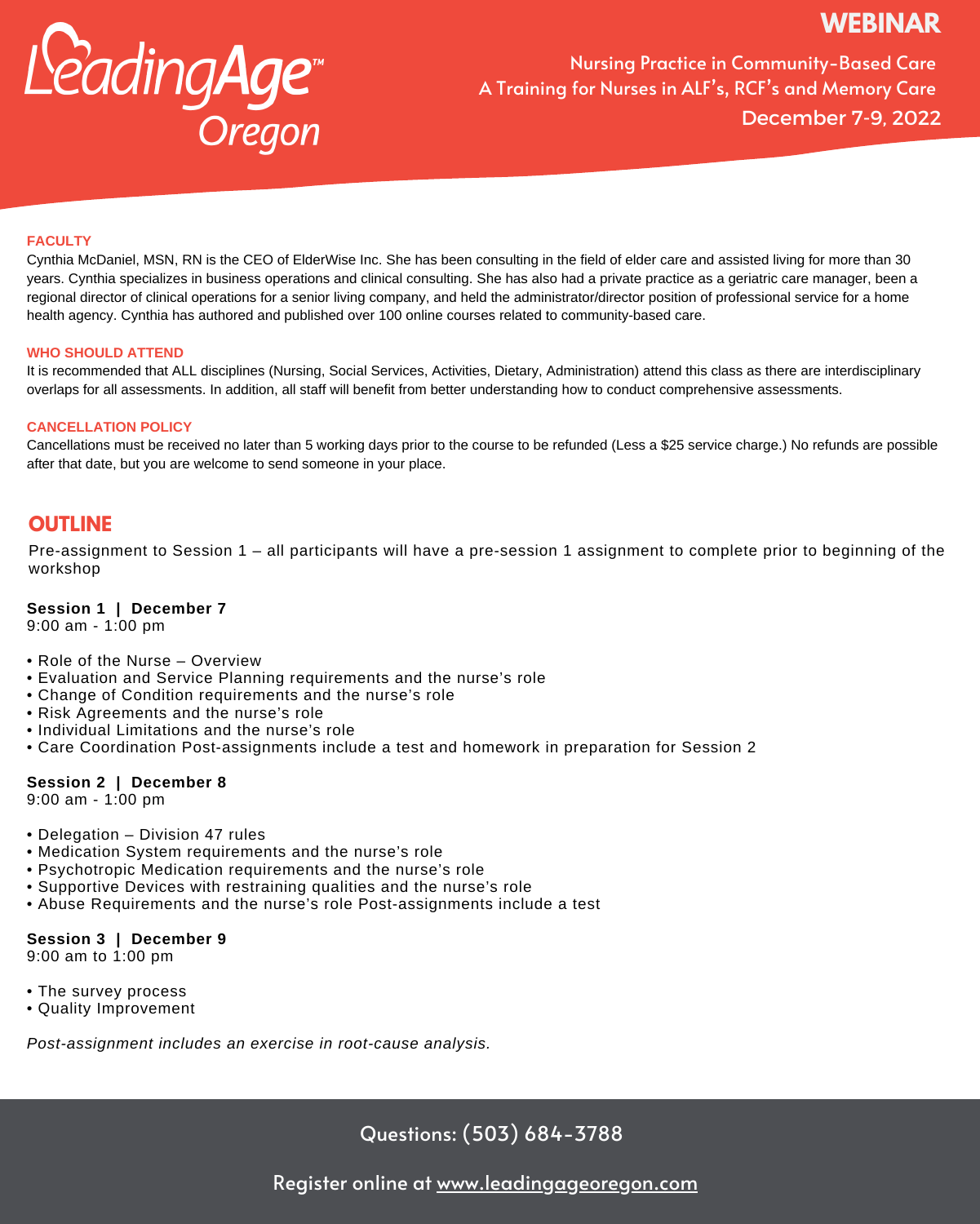LeadingAge™ Oregon

# WEBINAR

**Nursing Practice in Community-Based Care**
**A Training for Nurses in ALF's, RCF's and Memory Care**
**December 7-9, 2022**

### FACULTY

Cynthia McDaniel, MSN, RN is the CEO of ElderWise Inc. She has been consulting in the field of elder care and assisted living for more than 30 years. Cynthia specializes in business operations and clinical consulting. She has also had a private practice as a geriatric care manager, been a regional director of clinical operations for a senior living company, and held the administrator/director position of professional service for a home health agency. Cynthia has authored and published over 100 online courses related to community-based care.

### WHO SHOULD ATTEND

It is recommended that ALL disciplines (Nursing, Social Services, Activities, Dietary, Administration) attend this class as there are interdisciplinary overlaps for all assessments. In addition, all staff will benefit from better understanding how to conduct comprehensive assessments.

### CANCELLATION POLICY

Cancellations must be received no later than 5 working days prior to the course to be refunded (Less a $25 service charge.) No refunds are possible after that date, but you are welcome to send someone in your place.

## OUTLINE

Pre-assignment to Session 1 – all participants will have a pre-session 1 assignment to complete prior to beginning of the workshop

**Session 1 | December 7**
9:00 am - 1:00 pm

- Role of the Nurse – Overview
- Evaluation and Service Planning requirements and the nurse's role
- Change of Condition requirements and the nurse's role
- Risk Agreements and the nurse's role
- Individual Limitations and the nurse's role
- Care Coordination Post-assignments include a test and homework in preparation for Session 2

**Session 2 | December 8**
9:00 am - 1:00 pm

- Delegation – Division 47 rules
- Medication System requirements and the nurse's role
- Psychotropic Medication requirements and the nurse's role
- Supportive Devices with restraining qualities and the nurse's role
- Abuse Requirements and the nurse's role Post-assignments include a test

**Session 3 | December 9**
9:00 am to 1:00 pm

- The survey process
- Quality Improvement

*Post-assignment includes an exercise in root-cause analysis.*

Questions: (503) 684-3788

Register online at www.leadingageoregon.com